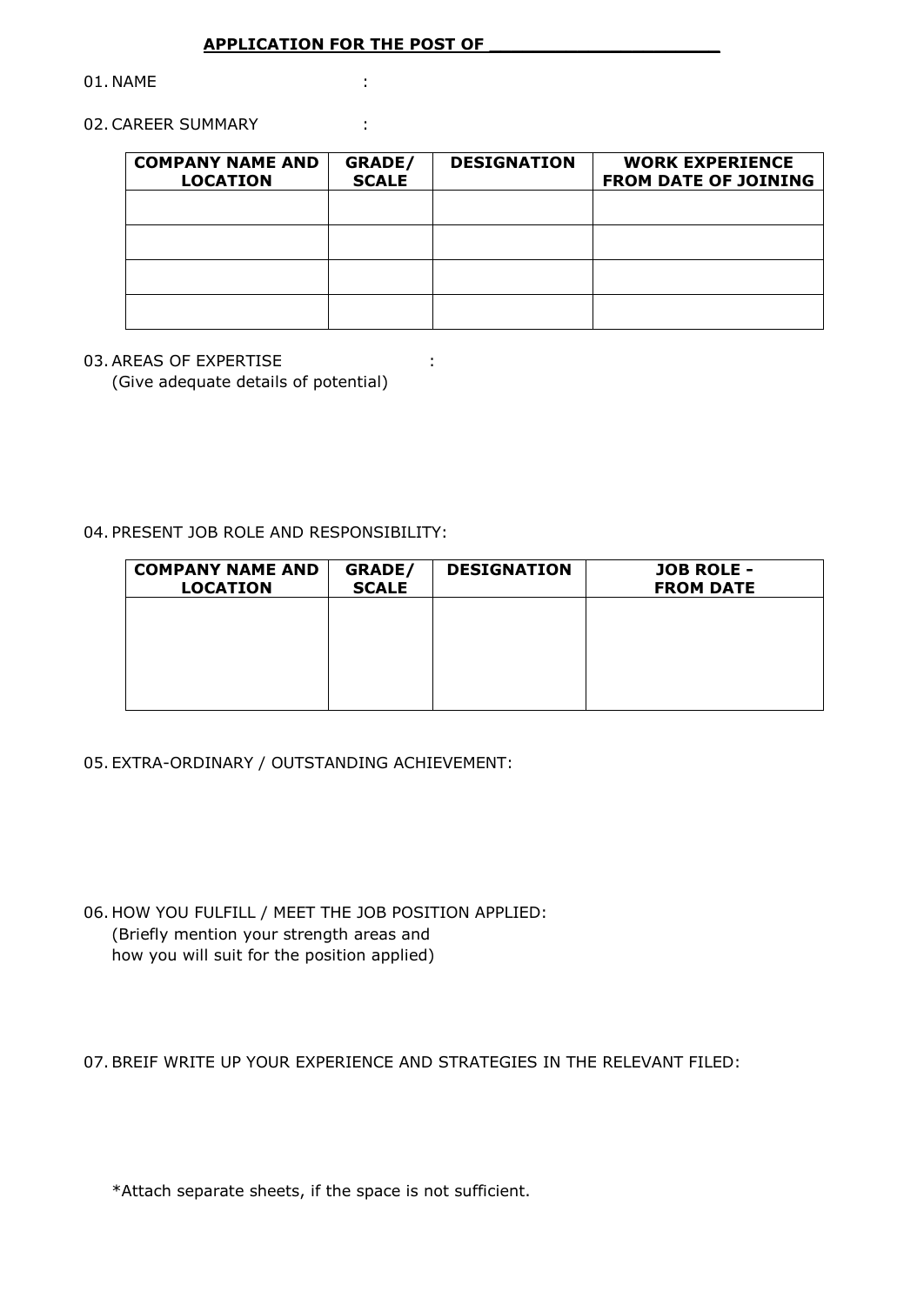## APPLICATION FOR THE POST OF ____________________

01. NAME :

02. CAREER SUMMARY :

| COMPANY NAME AND LOCATION | GRADE/ SCALE | DESIGNATION | WORK EXPERIENCE FROM DATE OF JOINING |
|---|---|---|---|
| | | | |
| | | | |
| | | | |
| | | | |

03. AREAS OF EXPERTISE :
(Give adequate details of potential)

04. PRESENT JOB ROLE AND RESPONSIBILITY:

| COMPANY NAME AND LOCATION | GRADE/ SCALE | DESIGNATION | JOB ROLE - FROM DATE |
|---|---|---|---|
| | | | |

05. EXTRA-ORDINARY / OUTSTANDING ACHIEVEMENT:

06. HOW YOU FULFILL / MEET THE JOB POSITION APPLIED:
(Briefly mention your strength areas and how you will suit for the position applied)

07. BREIF WRITE UP YOUR EXPERIENCE AND STRATEGIES IN THE RELEVANT FILED:

*Attach separate sheets, if the space is not sufficient.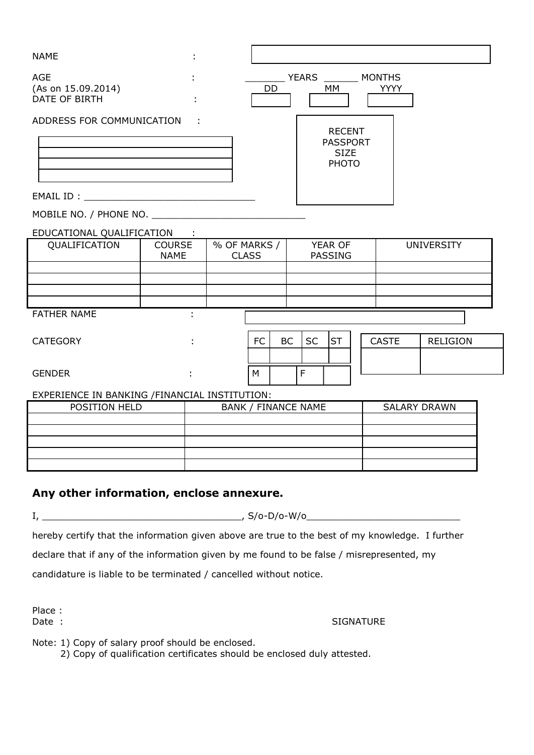NAME :

AGE : _______ YEARS ______ MONTHS
(As on 15.09.2014)
DATE OF BIRTH : DD MM YYYY

ADDRESS FOR COMMUNICATION :

RECENT PASSPORT SIZE PHOTO

EMAIL ID : ______________________________

MOBILE NO. / PHONE NO. ___________________________

EDUCATIONAL QUALIFICATION :

| QUALIFICATION | COURSE NAME | % OF MARKS / CLASS | YEAR OF PASSING | UNIVERSITY |
|---|---|---|---|---|
| | | | | |
| | | | | |
| | | | | |
| | | | | |

FATHER NAME :

CATEGORY :

| FC | BC | SC | ST |
|---|---|---|---|
| | | | |

| CASTE | RELIGION |
|---|---|
| | |

GENDER :

| M | | F | |
|---|---|---|---|

EXPERIENCE IN BANKING /FINANCIAL INSTITUTION:

| POSITION HELD | BANK / FINANCE NAME | SALARY DRAWN |
|---|---|---|
| | | |
| | | |
| | | |
| | | |
| | | |

## Any other information, enclose annexure.

I, __________________________________, S/o-D/o-W/o___________________________

hereby certify that the information given above are true to the best of my knowledge. I further declare that if any of the information given by me found to be false / misrepresented, my candidature is liable to be terminated / cancelled without notice.

Place :
Date :

SIGNATURE

Note: 1) Copy of salary proof should be enclosed.
2) Copy of qualification certificates should be enclosed duly attested.